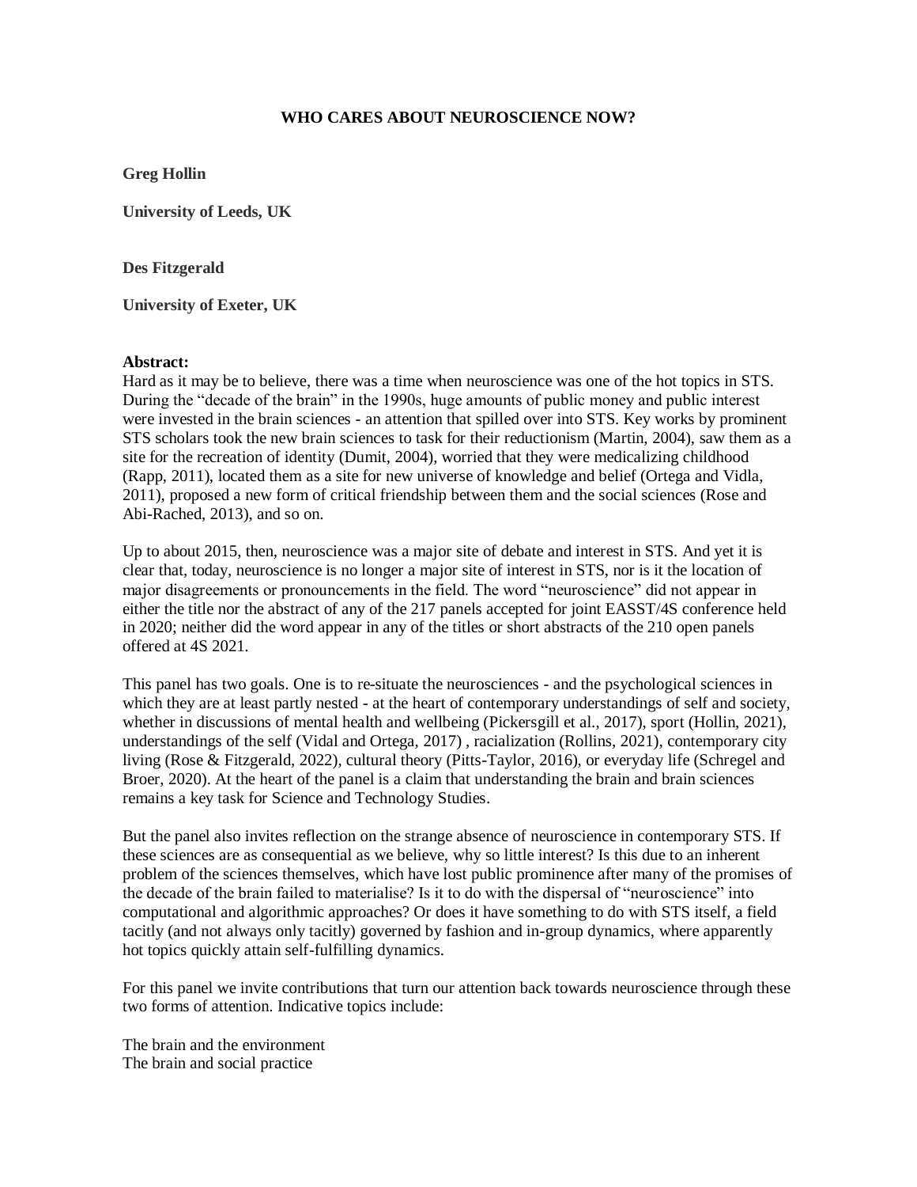# WHO CARES ABOUT NEUROSCIENCE NOW?

**Greg Hollin**

**University of Leeds, UK**

**Des Fitzgerald**

**University of Exeter, UK**

**Abstract:**

Hard as it may be to believe, there was a time when neuroscience was one of the hot topics in STS. During the "decade of the brain" in the 1990s, huge amounts of public money and public interest were invested in the brain sciences - an attention that spilled over into STS. Key works by prominent STS scholars took the new brain sciences to task for their reductionism (Martin, 2004), saw them as a site for the recreation of identity (Dumit, 2004), worried that they were medicalizing childhood (Rapp, 2011), located them as a site for new universe of knowledge and belief (Ortega and Vidla, 2011), proposed a new form of critical friendship between them and the social sciences (Rose and Abi-Rached, 2013), and so on.

Up to about 2015, then, neuroscience was a major site of debate and interest in STS. And yet it is clear that, today, neuroscience is no longer a major site of interest in STS, nor is it the location of major disagreements or pronouncements in the field. The word "neuroscience" did not appear in either the title nor the abstract of any of the 217 panels accepted for joint EASST/4S conference held in 2020; neither did the word appear in any of the titles or short abstracts of the 210 open panels offered at 4S 2021.

This panel has two goals. One is to re-situate the neurosciences - and the psychological sciences in which they are at least partly nested - at the heart of contemporary understandings of self and society, whether in discussions of mental health and wellbeing (Pickersgill et al., 2017), sport (Hollin, 2021), understandings of the self (Vidal and Ortega, 2017) , racialization (Rollins, 2021), contemporary city living (Rose & Fitzgerald, 2022), cultural theory (Pitts-Taylor, 2016), or everyday life (Schregel and Broer, 2020). At the heart of the panel is a claim that understanding the brain and brain sciences remains a key task for Science and Technology Studies.

But the panel also invites reflection on the strange absence of neuroscience in contemporary STS. If these sciences are as consequential as we believe, why so little interest? Is this due to an inherent problem of the sciences themselves, which have lost public prominence after many of the promises of the decade of the brain failed to materialise? Is it to do with the dispersal of "neuroscience" into computational and algorithmic approaches? Or does it have something to do with STS itself, a field tacitly (and not always only tacitly) governed by fashion and in-group dynamics, where apparently hot topics quickly attain self-fulfilling dynamics.

For this panel we invite contributions that turn our attention back towards neuroscience through these two forms of attention. Indicative topics include:

The brain and the environment
The brain and social practice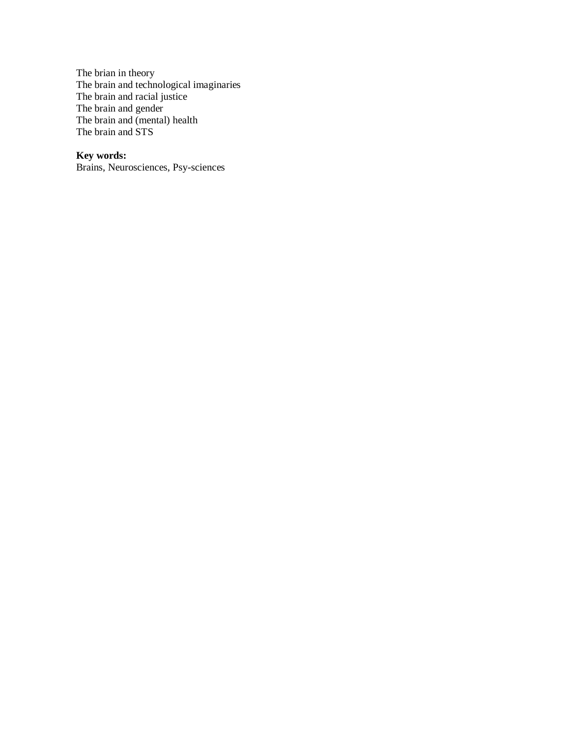The brian in theory
The brain and technological imaginaries
The brain and racial justice
The brain and gender
The brain and (mental) health
The brain and STS

**Key words:**
Brains, Neurosciences, Psy-sciences